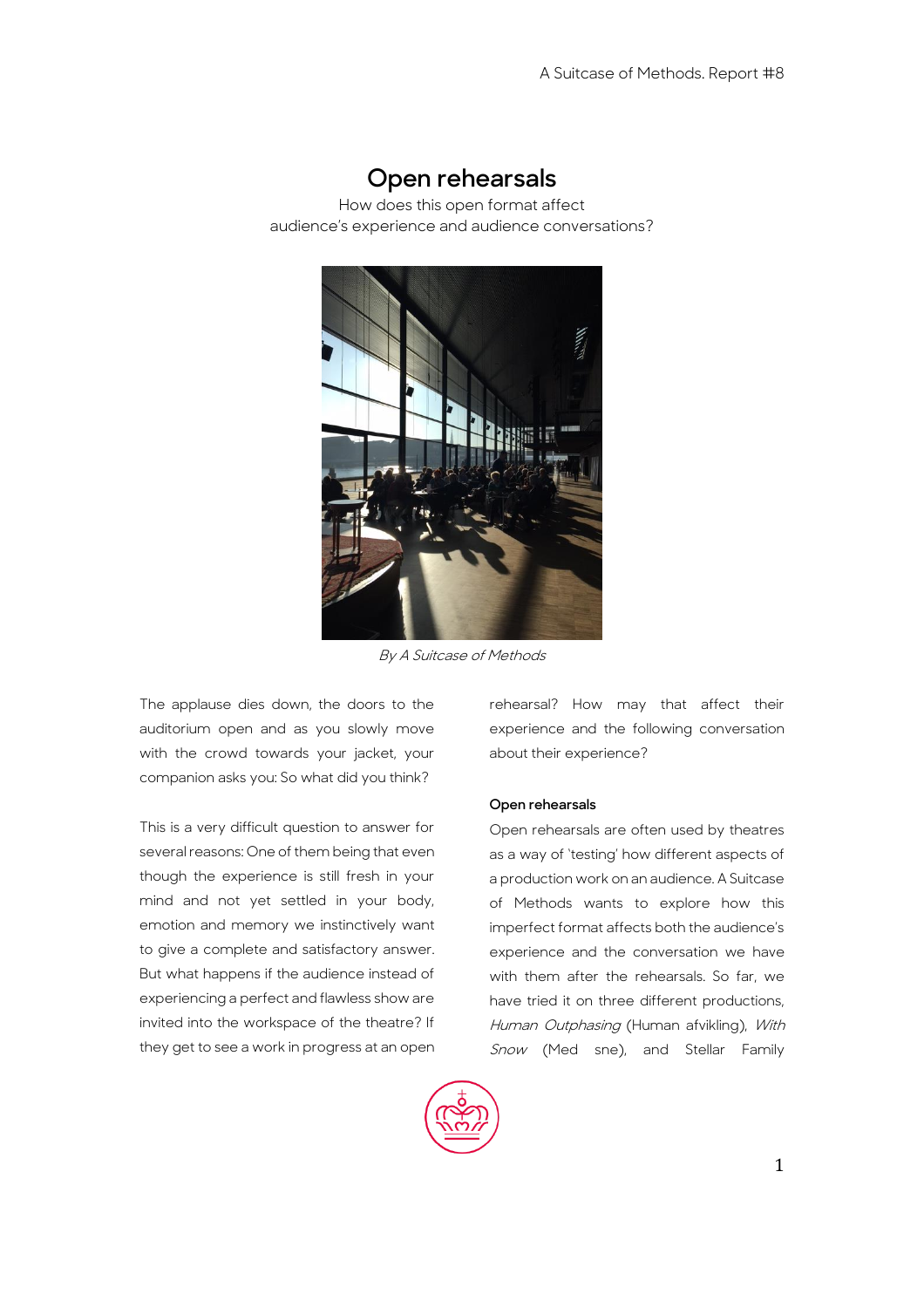# Open rehearsals

How does this open format affect audience's experience and audience conversations?

*By A Suitcase of Methods*

The applause dies down, the doors to the auditorium open and as you slowly move with the crowd towards your jacket, your companion asks you: So what did you think?

This is a very difficult question to answer for several reasons: One of them being that even though the experience is still fresh in your mind and not yet settled in your body, emotion and memory we instinctively want to give a complete and satisfactory answer. But what happens if the audience instead of experiencing a perfect and flawless show are invited into the workspace of the theatre? If they get to see a work in progress at an open rehearsal? How may that affect their experience and the following conversation about their experience?

### Open rehearsals

Open rehearsals are often used by theatres as a way of 'testing' how different aspects of a production work on an audience. A Suitcase of Methods wants to explore how this imperfect format affects both the audience's experience and the conversation we have with them after the rehearsals. So far, we have tried it on three different productions, *Human Outphasing* (Human afvikling), *With Snow* (Med sne), and Stellar Family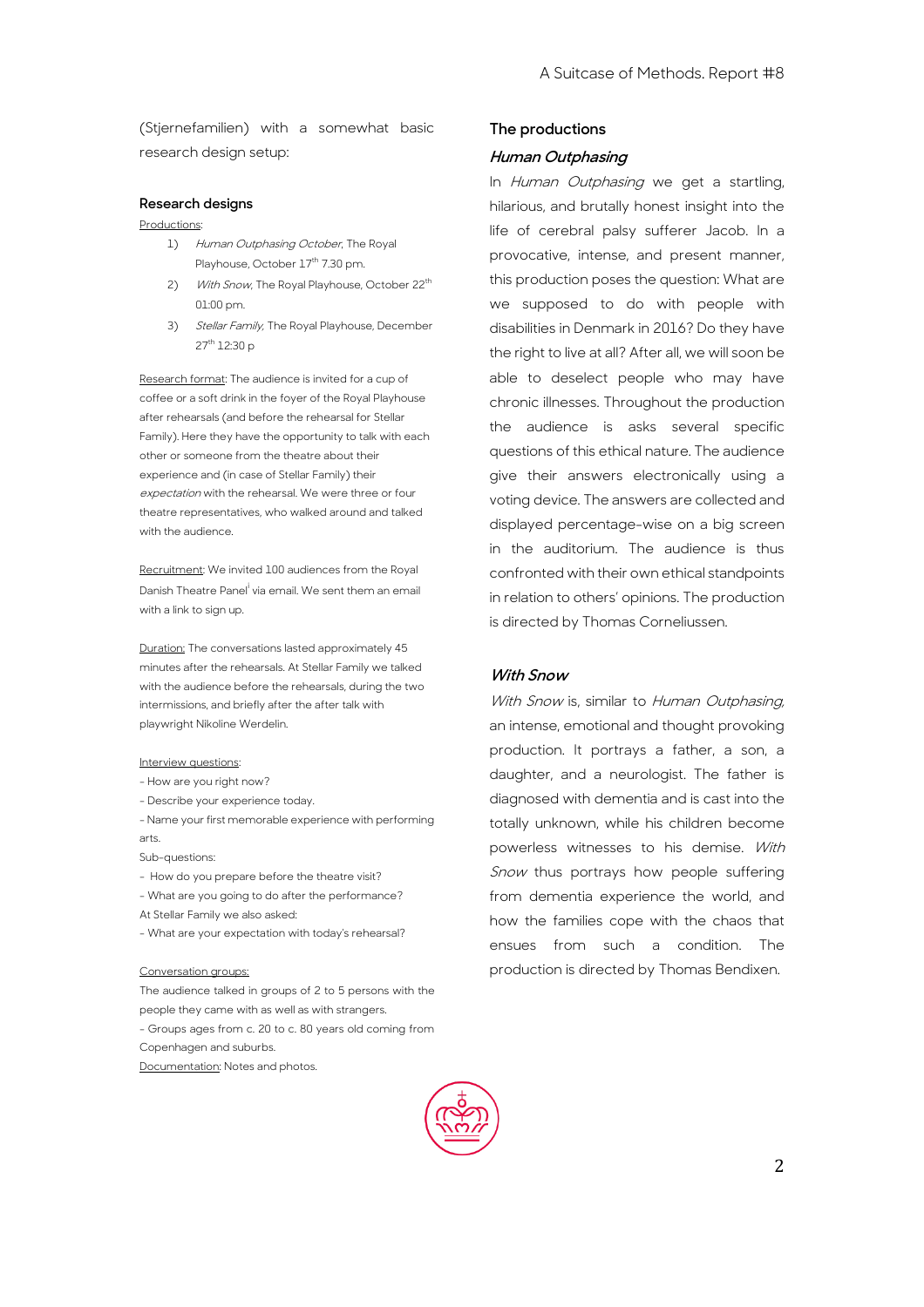(Stjernefamilien) with a somewhat basic research design setup:

### Research designs

Productions:

1) *Human Outphasing October*, The Royal Playhouse, October 17th 7.30 pm.
2) *With Snow*, The Royal Playhouse, October 22th 01:00 pm.
3) *Stellar Family*, The Royal Playhouse, December 27th 12:30 p

Research format: The audience is invited for a cup of coffee or a soft drink in the foyer of the Royal Playhouse after rehearsals (and before the rehearsal for Stellar Family). Here they have the opportunity to talk with each other or someone from the theatre about their experience and (in case of Stellar Family) their *expectation* with the rehearsal. We were three or four theatre representatives, who walked around and talked with the audience.

Recruitment: We invited 100 audiences from the Royal Danish Theatre Panel[i] via email. We sent them an email with a link to sign up.

Duration: The conversations lasted approximately 45 minutes after the rehearsals. At Stellar Family we talked with the audience before the rehearsals, during the two intermissions, and briefly after the after talk with playwright Nikoline Werdelin.

Interview questions:
- How are you right now?
- Describe your experience today.
- Name your first memorable experience with performing arts.

Sub-questions:
- How do you prepare before the theatre visit?
- What are you going to do after the performance?

At Stellar Family we also asked:
- What are your expectation with today's rehearsal?

Conversation groups:
The audience talked in groups of 2 to 5 persons with the people they came with as well as with strangers.
- Groups ages from c. 20 to c. 80 years old coming from Copenhagen and suburbs.

Documentation: Notes and photos.

### The productions

#### *Human Outphasing*

In *Human Outphasing* we get a startling, hilarious, and brutally honest insight into the life of cerebral palsy sufferer Jacob. In a provocative, intense, and present manner, this production poses the question: What are we supposed to do with people with disabilities in Denmark in 2016? Do they have the right to live at all? After all, we will soon be able to deselect people who may have chronic illnesses. Throughout the production the audience is asks several specific questions of this ethical nature. The audience give their answers electronically using a voting device. The answers are collected and displayed percentage-wise on a big screen in the auditorium. The audience is thus confronted with their own ethical standpoints in relation to others' opinions. The production is directed by Thomas Corneliussen.

#### *With Snow*

*With Snow* is, similar to *Human Outphasing*, an intense, emotional and thought provoking production. It portrays a father, a son, a daughter, and a neurologist. The father is diagnosed with dementia and is cast into the totally unknown, while his children become powerless witnesses to his demise. *With Snow* thus portrays how people suffering from dementia experience the world, and how the families cope with the chaos that ensues from such a condition. The production is directed by Thomas Bendixen.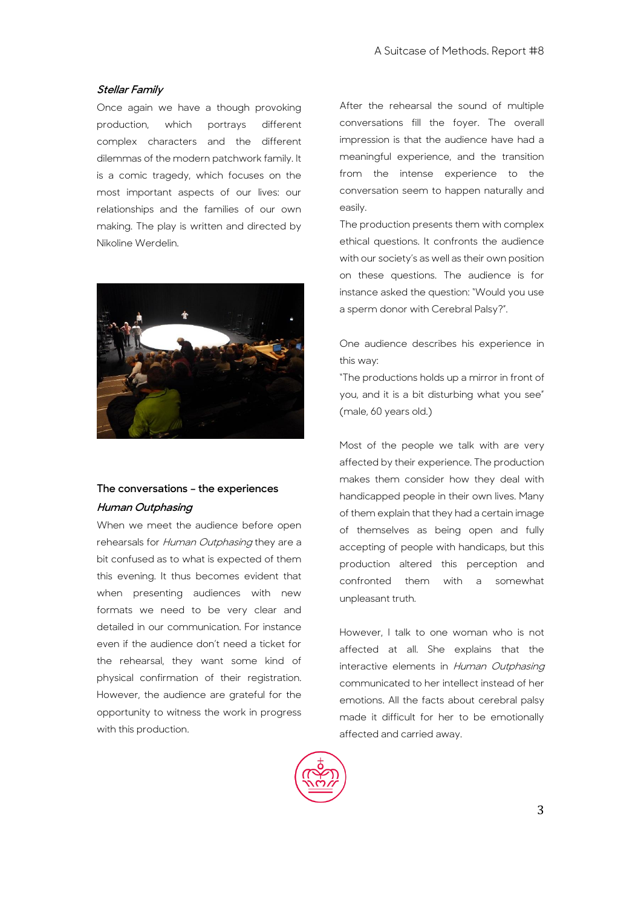### *Stellar Family*

Once again we have a though provoking production, which portrays different complex characters and the different dilemmas of the modern patchwork family. It is a comic tragedy, which focuses on the most important aspects of our lives: our relationships and the families of our own making. The play is written and directed by Nikoline Werdelin.

### The conversations – the experiences

### *Human Outphasing*

When we meet the audience before open rehearsals for *Human Outphasing* they are a bit confused as to what is expected of them this evening. It thus becomes evident that when presenting audiences with new formats we need to be very clear and detailed in our communication. For instance even if the audience don't need a ticket for the rehearsal, they want some kind of physical confirmation of their registration. However, the audience are grateful for the opportunity to witness the work in progress with this production.

After the rehearsal the sound of multiple conversations fill the foyer. The overall impression is that the audience have had a meaningful experience, and the transition from the intense experience to the conversation seem to happen naturally and easily.

The production presents them with complex ethical questions. It confronts the audience with our society's as well as their own position on these questions. The audience is for instance asked the question: "Would you use a sperm donor with Cerebral Palsy?".

One audience describes his experience in this way:

"The productions holds up a mirror in front of you, and it is a bit disturbing what you see" (male, 60 years old.)

Most of the people we talk with are very affected by their experience. The production makes them consider how they deal with handicapped people in their own lives. Many of them explain that they had a certain image of themselves as being open and fully accepting of people with handicaps, but this production altered this perception and confronted them with a somewhat unpleasant truth.

However, I talk to one woman who is not affected at all. She explains that the interactive elements in *Human Outphasing* communicated to her intellect instead of her emotions. All the facts about cerebral palsy made it difficult for her to be emotionally affected and carried away.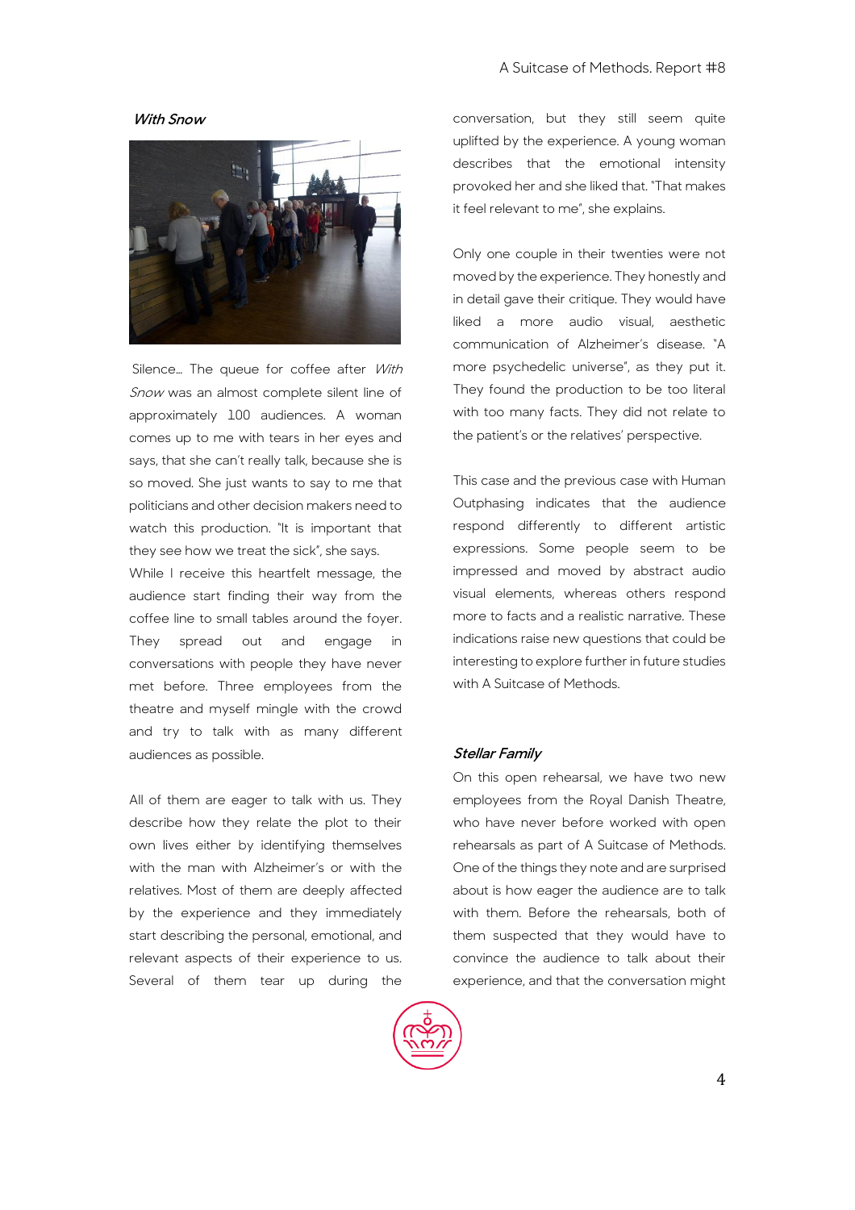### *With Snow*

Silence… The queue for coffee after *With Snow* was an almost complete silent line of approximately 100 audiences. A woman comes up to me with tears in her eyes and says, that she can't really talk, because she is so moved. She just wants to say to me that politicians and other decision makers need to watch this production. "It is important that they see how we treat the sick", she says.
While I receive this heartfelt message, the audience start finding their way from the coffee line to small tables around the foyer. They spread out and engage in conversations with people they have never met before. Three employees from the theatre and myself mingle with the crowd and try to talk with as many different audiences as possible.

All of them are eager to talk with us. They describe how they relate the plot to their own lives either by identifying themselves with the man with Alzheimer's or with the relatives. Most of them are deeply affected by the experience and they immediately start describing the personal, emotional, and relevant aspects of their experience to us. Several of them tear up during the conversation, but they still seem quite uplifted by the experience. A young woman describes that the emotional intensity provoked her and she liked that. "That makes it feel relevant to me", she explains.

Only one couple in their twenties were not moved by the experience. They honestly and in detail gave their critique. They would have liked a more audio visual, aesthetic communication of Alzheimer's disease. "A more psychedelic universe", as they put it. They found the production to be too literal with too many facts. They did not relate to the patient's or the relatives' perspective.

This case and the previous case with Human Outphasing indicates that the audience respond differently to different artistic expressions. Some people seem to be impressed and moved by abstract audio visual elements, whereas others respond more to facts and a realistic narrative. These indications raise new questions that could be interesting to explore further in future studies with A Suitcase of Methods.

### *Stellar Family*

On this open rehearsal, we have two new employees from the Royal Danish Theatre, who have never before worked with open rehearsals as part of A Suitcase of Methods. One of the things they note and are surprised about is how eager the audience are to talk with them. Before the rehearsals, both of them suspected that they would have to convince the audience to talk about their experience, and that the conversation might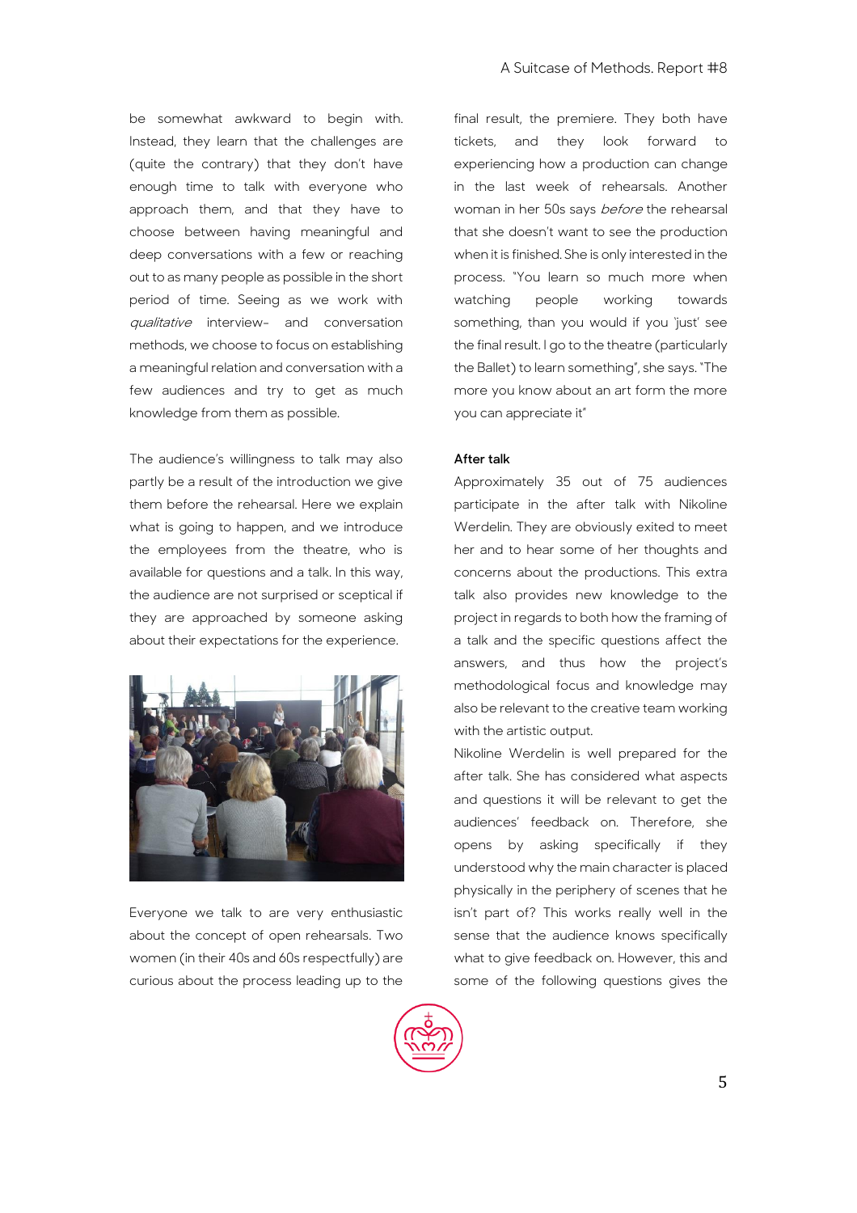be somewhat awkward to begin with. Instead, they learn that the challenges are (quite the contrary) that they don't have enough time to talk with everyone who approach them, and that they have to choose between having meaningful and deep conversations with a few or reaching out to as many people as possible in the short period of time. Seeing as we work with *qualitative* interview- and conversation methods, we choose to focus on establishing a meaningful relation and conversation with a few audiences and try to get as much knowledge from them as possible.

The audience's willingness to talk may also partly be a result of the introduction we give them before the rehearsal. Here we explain what is going to happen, and we introduce the employees from the theatre, who is available for questions and a talk. In this way, the audience are not surprised or sceptical if they are approached by someone asking about their expectations for the experience.

Everyone we talk to are very enthusiastic about the concept of open rehearsals. Two women (in their 40s and 60s respectfully) are curious about the process leading up to the final result, the premiere. They both have tickets, and they look forward to experiencing how a production can change in the last week of rehearsals. Another woman in her 50s says *before* the rehearsal that she doesn't want to see the production when it is finished. She is only interested in the process. "You learn so much more when watching people working towards something, than you would if you 'just' see the final result. I go to the theatre (particularly the Ballet) to learn something", she says. "The more you know about an art form the more you can appreciate it"

**After talk**

Approximately 35 out of 75 audiences participate in the after talk with Nikoline Werdelin. They are obviously exited to meet her and to hear some of her thoughts and concerns about the productions. This extra talk also provides new knowledge to the project in regards to both how the framing of a talk and the specific questions affect the answers, and thus how the project's methodological focus and knowledge may also be relevant to the creative team working with the artistic output.

Nikoline Werdelin is well prepared for the after talk. She has considered what aspects and questions it will be relevant to get the audiences' feedback on. Therefore, she opens by asking specifically if they understood why the main character is placed physically in the periphery of scenes that he isn't part of? This works really well in the sense that the audience knows specifically what to give feedback on. However, this and some of the following questions gives the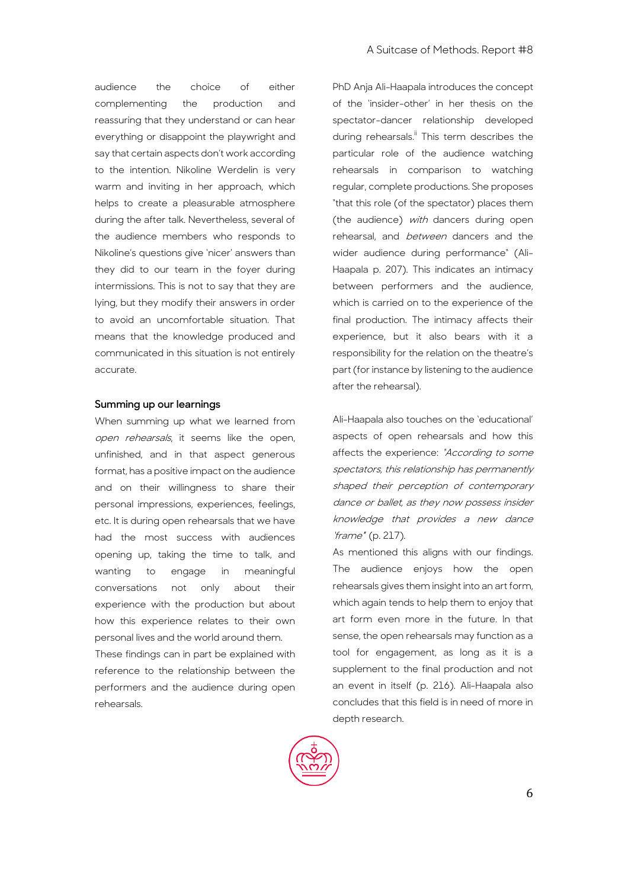audience the choice of either complementing the production and reassuring that they understand or can hear everything or disappoint the playwright and say that certain aspects don't work according to the intention. Nikoline Werdelin is very warm and inviting in her approach, which helps to create a pleasurable atmosphere during the after talk. Nevertheless, several of the audience members who responds to Nikoline's questions give 'nicer' answers than they did to our team in the foyer during intermissions. This is not to say that they are lying, but they modify their answers in order to avoid an uncomfortable situation. That means that the knowledge produced and communicated in this situation is not entirely accurate.

### Summing up our learnings

When summing up what we learned from *open rehearsals*, it seems like the open, unfinished, and in that aspect generous format, has a positive impact on the audience and on their willingness to share their personal impressions, experiences, feelings, etc. It is during open rehearsals that we have had the most success with audiences opening up, taking the time to talk, and wanting to engage in meaningful conversations not only about their experience with the production but about how this experience relates to their own personal lives and the world around them.

These findings can in part be explained with reference to the relationship between the performers and the audience during open rehearsals.

PhD Anja Ali-Haapala introduces the concept of the 'insider-other' in her thesis on the spectator-dancer relationship developed during rehearsals.[ii] This term describes the particular role of the audience watching rehearsals in comparison to watching regular, complete productions. She proposes "that this role (of the spectator) places them (the audience) *with* dancers during open rehearsal, and *between* dancers and the wider audience during performance" (Ali-Haapala p. 207). This indicates an intimacy between performers and the audience, which is carried on to the experience of the final production. The intimacy affects their experience, but it also bears with it a responsibility for the relation on the theatre's part (for instance by listening to the audience after the rehearsal).

Ali-Haapala also touches on the 'educational' aspects of open rehearsals and how this affects the experience: *"According to some spectators, this relationship has permanently shaped their perception of contemporary dance or ballet, as they now possess insider knowledge that provides a new dance 'frame'"* (p. 217).

As mentioned this aligns with our findings. The audience enjoys how the open rehearsals gives them insight into an art form, which again tends to help them to enjoy that art form even more in the future. In that sense, the open rehearsals may function as a tool for engagement, as long as it is a supplement to the final production and not an event in itself (p. 216). Ali-Haapala also concludes that this field is in need of more in depth research.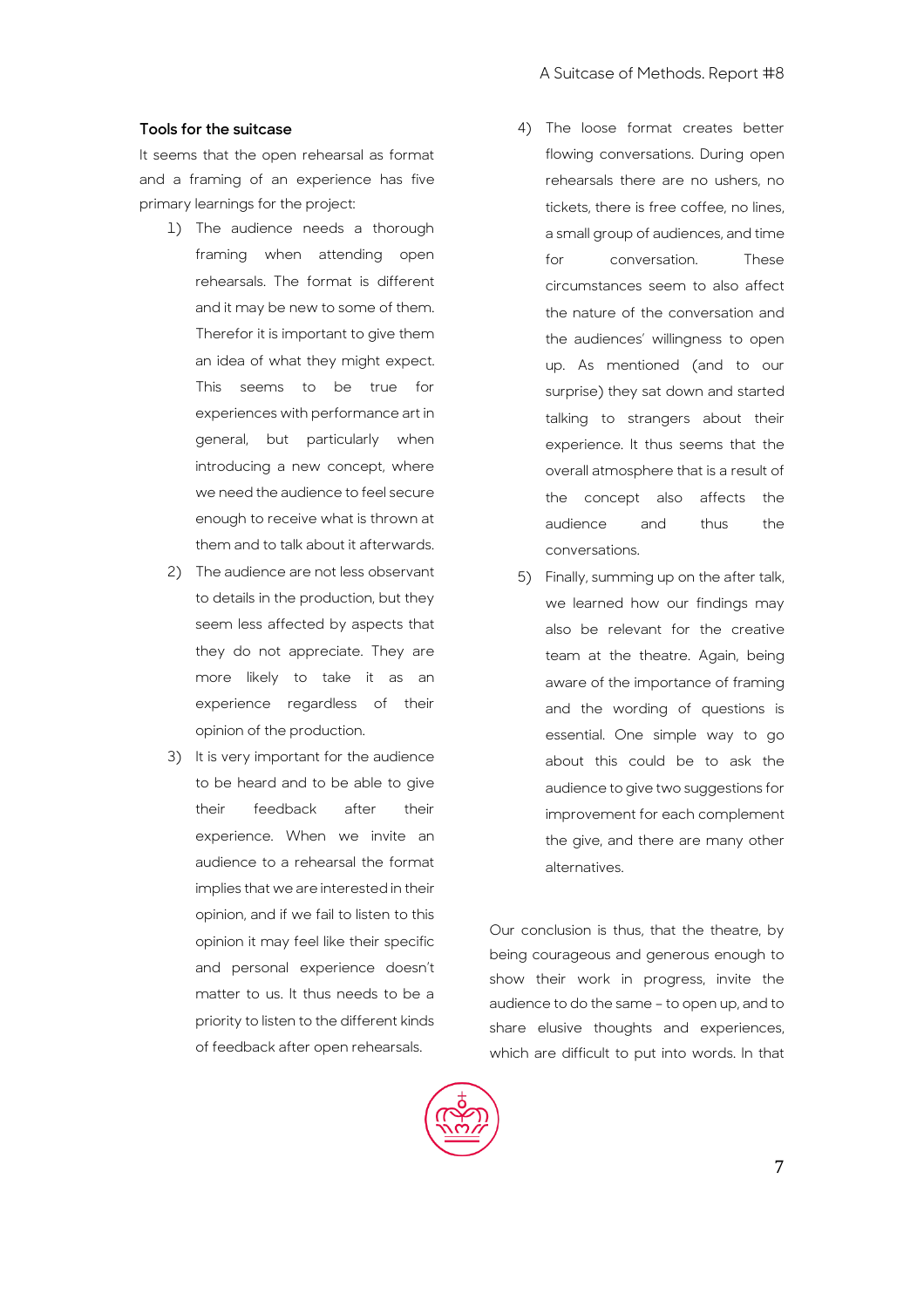**Tools for the suitcase**

It seems that the open rehearsal as format and a framing of an experience has five primary learnings for the project:

1) The audience needs a thorough framing when attending open rehearsals. The format is different and it may be new to some of them. Therefor it is important to give them an idea of what they might expect. This seems to be true for experiences with performance art in general, but particularly when introducing a new concept, where we need the audience to feel secure enough to receive what is thrown at them and to talk about it afterwards.
2) The audience are not less observant to details in the production, but they seem less affected by aspects that they do not appreciate. They are more likely to take it as an experience regardless of their opinion of the production.
3) It is very important for the audience to be heard and to be able to give their feedback after their experience. When we invite an audience to a rehearsal the format implies that we are interested in their opinion, and if we fail to listen to this opinion it may feel like their specific and personal experience doesn't matter to us. It thus needs to be a priority to listen to the different kinds of feedback after open rehearsals.
4) The loose format creates better flowing conversations. During open rehearsals there are no ushers, no tickets, there is free coffee, no lines, a small group of audiences, and time for conversation. These circumstances seem to also affect the nature of the conversation and the audiences' willingness to open up. As mentioned (and to our surprise) they sat down and started talking to strangers about their experience. It thus seems that the overall atmosphere that is a result of the concept also affects the audience and thus the conversations.
5) Finally, summing up on the after talk, we learned how our findings may also be relevant for the creative team at the theatre. Again, being aware of the importance of framing and the wording of questions is essential. One simple way to go about this could be to ask the audience to give two suggestions for improvement for each complement the give, and there are many other alternatives.

Our conclusion is thus, that the theatre, by being courageous and generous enough to show their work in progress, invite the audience to do the same – to open up, and to share elusive thoughts and experiences, which are difficult to put into words. In that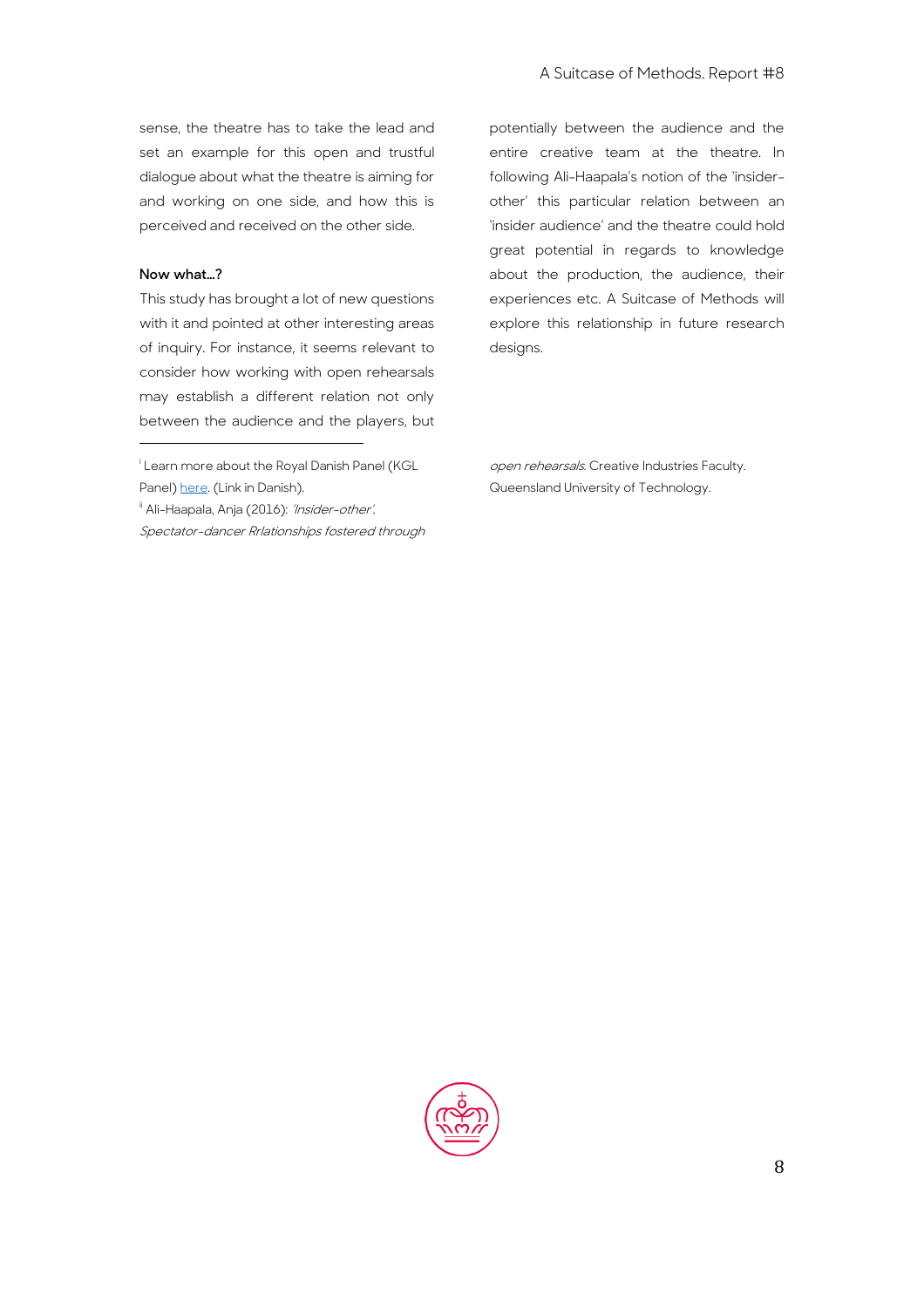sense, the theatre has to take the lead and set an example for this open and trustful dialogue about what the theatre is aiming for and working on one side, and how this is perceived and received on the other side.

**Now what…?**

This study has brought a lot of new questions with it and pointed at other interesting areas of inquiry. For instance, it seems relevant to consider how working with open rehearsals may establish a different relation not only between the audience and the players, but potentially between the audience and the entire creative team at the theatre. In following Ali-Haapala's notion of the 'insider-other' this particular relation between an 'insider audience' and the theatre could hold great potential in regards to knowledge about the production, the audience, their experiences etc. A Suitcase of Methods will explore this relationship in future research designs.

---

[i] Learn more about the Royal Danish Panel (KGL Panel) here. (Link in Danish).

[ii] Ali-Haapala, Anja (2016): *'Insider-other'. Spectator-dancer Rrlationships fostered through open rehearsals*. Creative Industries Faculty. Queensland University of Technology.